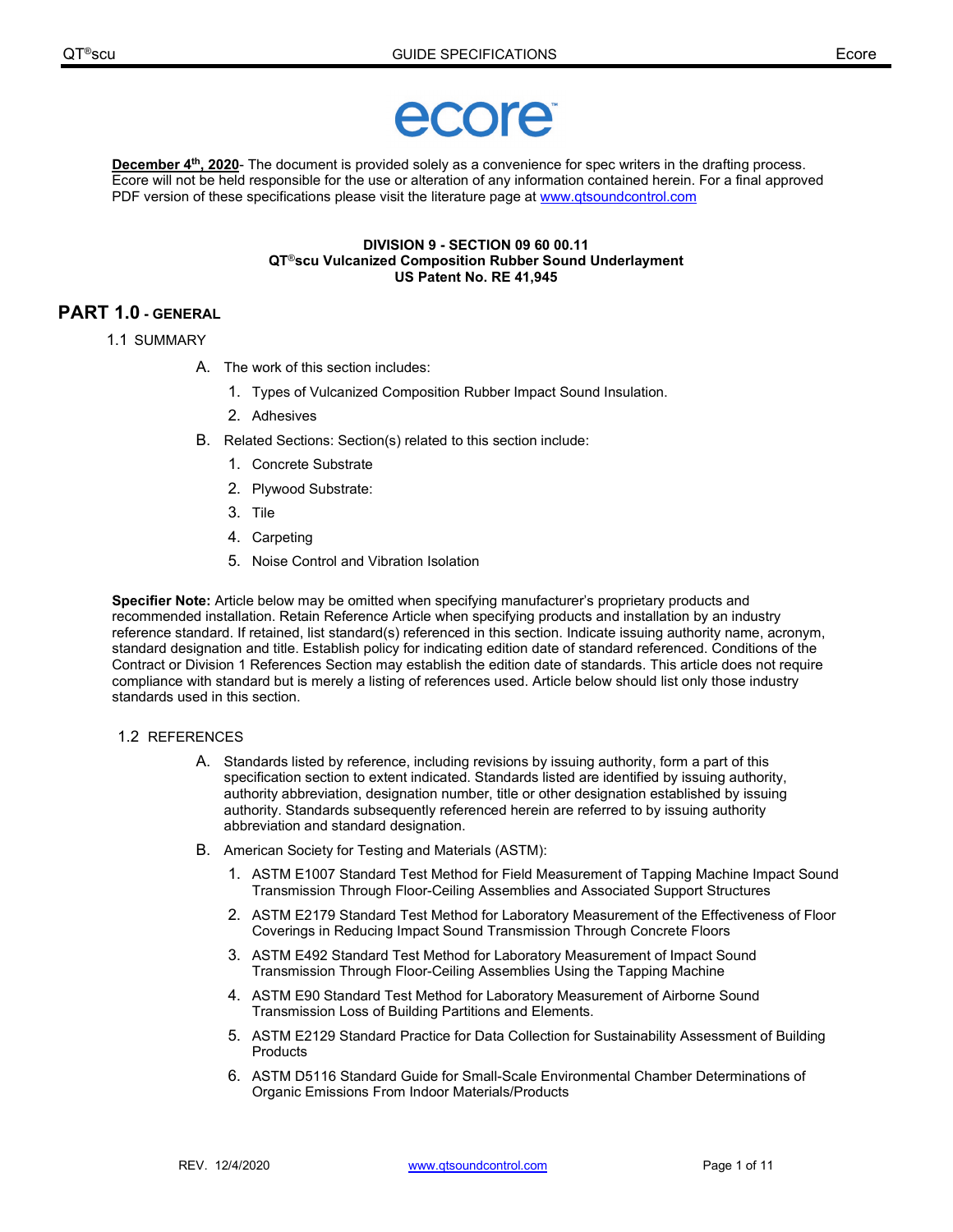ecore™

**December 4th, 2020**- The document is provided solely as a convenience for spec writers in the drafting process. Ecore will not be held responsible for the use or alteration of any information contained herein. For a final approved PDF version of these specifications please visit the literature page at www.qtsoundcontrol.com

**DIVISION 9 - SECTION 09 60 00.11**
**QT®scu Vulcanized Composition Rubber Sound Underlayment**
**US Patent No. RE 41,945**

# PART 1.0 - GENERAL

## 1.1 SUMMARY

A. The work of this section includes:

1. Types of Vulcanized Composition Rubber Impact Sound Insulation.
2. Adhesives

B. Related Sections: Section(s) related to this section include:

1. Concrete Substrate
2. Plywood Substrate:
3. Tile
4. Carpeting
5. Noise Control and Vibration Isolation

**Specifier Note:** Article below may be omitted when specifying manufacturer's proprietary products and recommended installation. Retain Reference Article when specifying products and installation by an industry reference standard. If retained, list standard(s) referenced in this section. Indicate issuing authority name, acronym, standard designation and title. Establish policy for indicating edition date of standard referenced. Conditions of the Contract or Division 1 References Section may establish the edition date of standards. This article does not require compliance with standard but is merely a listing of references used. Article below should list only those industry standards used in this section.

## 1.2 REFERENCES

A. Standards listed by reference, including revisions by issuing authority, form a part of this specification section to extent indicated. Standards listed are identified by issuing authority, authority abbreviation, designation number, title or other designation established by issuing authority. Standards subsequently referenced herein are referred to by issuing authority abbreviation and standard designation.

B. American Society for Testing and Materials (ASTM):

1. ASTM E1007 Standard Test Method for Field Measurement of Tapping Machine Impact Sound Transmission Through Floor-Ceiling Assemblies and Associated Support Structures
2. ASTM E2179 Standard Test Method for Laboratory Measurement of the Effectiveness of Floor Coverings in Reducing Impact Sound Transmission Through Concrete Floors
3. ASTM E492 Standard Test Method for Laboratory Measurement of Impact Sound Transmission Through Floor-Ceiling Assemblies Using the Tapping Machine
4. ASTM E90 Standard Test Method for Laboratory Measurement of Airborne Sound Transmission Loss of Building Partitions and Elements.
5. ASTM E2129 Standard Practice for Data Collection for Sustainability Assessment of Building Products
6. ASTM D5116 Standard Guide for Small-Scale Environmental Chamber Determinations of Organic Emissions From Indoor Materials/Products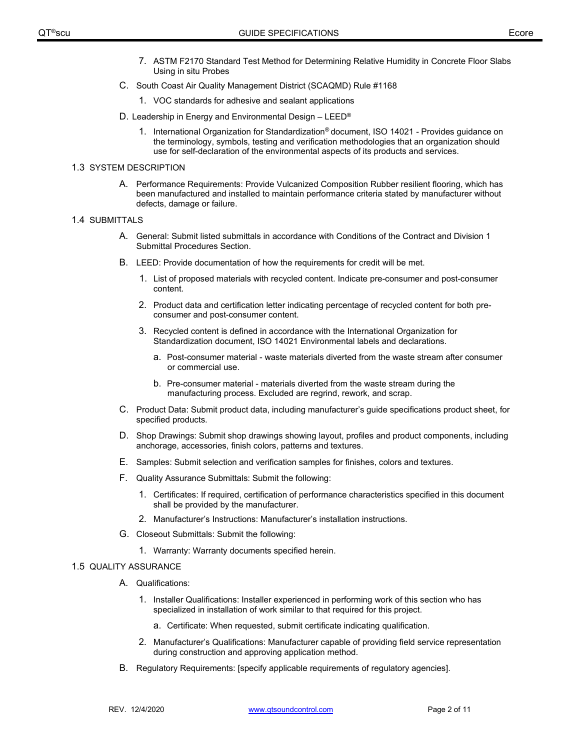7. ASTM F2170 Standard Test Method for Determining Relative Humidity in Concrete Floor Slabs Using in situ Probes

C. South Coast Air Quality Management District (SCAQMD) Rule #1168

1. VOC standards for adhesive and sealant applications

D. Leadership in Energy and Environmental Design – LEED®

1. International Organization for Standardization® document, ISO 14021 - Provides guidance on the terminology, symbols, testing and verification methodologies that an organization should use for self-declaration of the environmental aspects of its products and services.

## 1.3 SYSTEM DESCRIPTION

A. Performance Requirements: Provide Vulcanized Composition Rubber resilient flooring, which has been manufactured and installed to maintain performance criteria stated by manufacturer without defects, damage or failure.

## 1.4 SUBMITTALS

A. General: Submit listed submittals in accordance with Conditions of the Contract and Division 1 Submittal Procedures Section.

B. LEED: Provide documentation of how the requirements for credit will be met.

1. List of proposed materials with recycled content. Indicate pre-consumer and post-consumer content.

2. Product data and certification letter indicating percentage of recycled content for both pre-consumer and post-consumer content.

3. Recycled content is defined in accordance with the International Organization for Standardization document, ISO 14021 Environmental labels and declarations.

   a. Post-consumer material - waste materials diverted from the waste stream after consumer or commercial use.

   b. Pre-consumer material - materials diverted from the waste stream during the manufacturing process. Excluded are regrind, rework, and scrap.

C. Product Data: Submit product data, including manufacturer's guide specifications product sheet, for specified products.

D. Shop Drawings: Submit shop drawings showing layout, profiles and product components, including anchorage, accessories, finish colors, patterns and textures.

E. Samples: Submit selection and verification samples for finishes, colors and textures.

F. Quality Assurance Submittals: Submit the following:

1. Certificates: If required, certification of performance characteristics specified in this document shall be provided by the manufacturer.

2. Manufacturer's Instructions: Manufacturer's installation instructions.

G. Closeout Submittals: Submit the following:

1. Warranty: Warranty documents specified herein.

## 1.5 QUALITY ASSURANCE

A. Qualifications:

1. Installer Qualifications: Installer experienced in performing work of this section who has specialized in installation of work similar to that required for this project.

   a. Certificate: When requested, submit certificate indicating qualification.

2. Manufacturer's Qualifications: Manufacturer capable of providing field service representation during construction and approving application method.

B. Regulatory Requirements: [specify applicable requirements of regulatory agencies].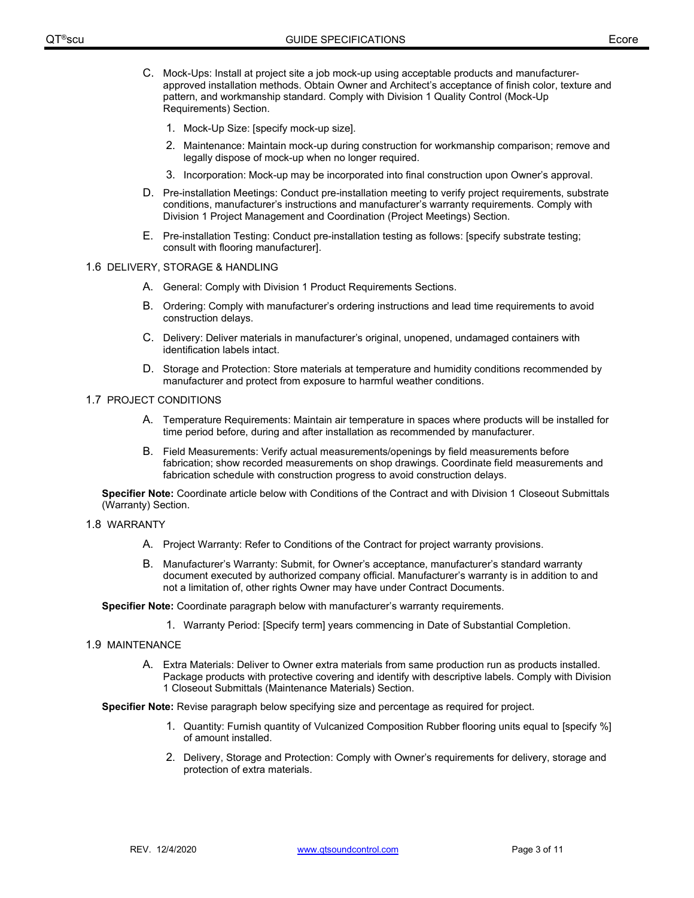C. Mock-Ups: Install at project site a job mock-up using acceptable products and manufacturer-approved installation methods. Obtain Owner and Architect's acceptance of finish color, texture and pattern, and workmanship standard. Comply with Division 1 Quality Control (Mock-Up Requirements) Section.

1. Mock-Up Size: [specify mock-up size].
2. Maintenance: Maintain mock-up during construction for workmanship comparison; remove and legally dispose of mock-up when no longer required.
3. Incorporation: Mock-up may be incorporated into final construction upon Owner's approval.

D. Pre-installation Meetings: Conduct pre-installation meeting to verify project requirements, substrate conditions, manufacturer's instructions and manufacturer's warranty requirements. Comply with Division 1 Project Management and Coordination (Project Meetings) Section.

E. Pre-installation Testing: Conduct pre-installation testing as follows: [specify substrate testing; consult with flooring manufacturer].

## 1.6 DELIVERY, STORAGE & HANDLING

A. General: Comply with Division 1 Product Requirements Sections.

B. Ordering: Comply with manufacturer's ordering instructions and lead time requirements to avoid construction delays.

C. Delivery: Deliver materials in manufacturer's original, unopened, undamaged containers with identification labels intact.

D. Storage and Protection: Store materials at temperature and humidity conditions recommended by manufacturer and protect from exposure to harmful weather conditions.

## 1.7 PROJECT CONDITIONS

A. Temperature Requirements: Maintain air temperature in spaces where products will be installed for time period before, during and after installation as recommended by manufacturer.

B. Field Measurements: Verify actual measurements/openings by field measurements before fabrication; show recorded measurements on shop drawings. Coordinate field measurements and fabrication schedule with construction progress to avoid construction delays.

**Specifier Note:** Coordinate article below with Conditions of the Contract and with Division 1 Closeout Submittals (Warranty) Section.

## 1.8 WARRANTY

A. Project Warranty: Refer to Conditions of the Contract for project warranty provisions.

B. Manufacturer's Warranty: Submit, for Owner's acceptance, manufacturer's standard warranty document executed by authorized company official. Manufacturer's warranty is in addition to and not a limitation of, other rights Owner may have under Contract Documents.

**Specifier Note:** Coordinate paragraph below with manufacturer's warranty requirements.

1. Warranty Period: [Specify term] years commencing in Date of Substantial Completion.

## 1.9 MAINTENANCE

A. Extra Materials: Deliver to Owner extra materials from same production run as products installed. Package products with protective covering and identify with descriptive labels. Comply with Division 1 Closeout Submittals (Maintenance Materials) Section.

**Specifier Note:** Revise paragraph below specifying size and percentage as required for project.

1. Quantity: Furnish quantity of Vulcanized Composition Rubber flooring units equal to [specify %] of amount installed.
2. Delivery, Storage and Protection: Comply with Owner's requirements for delivery, storage and protection of extra materials.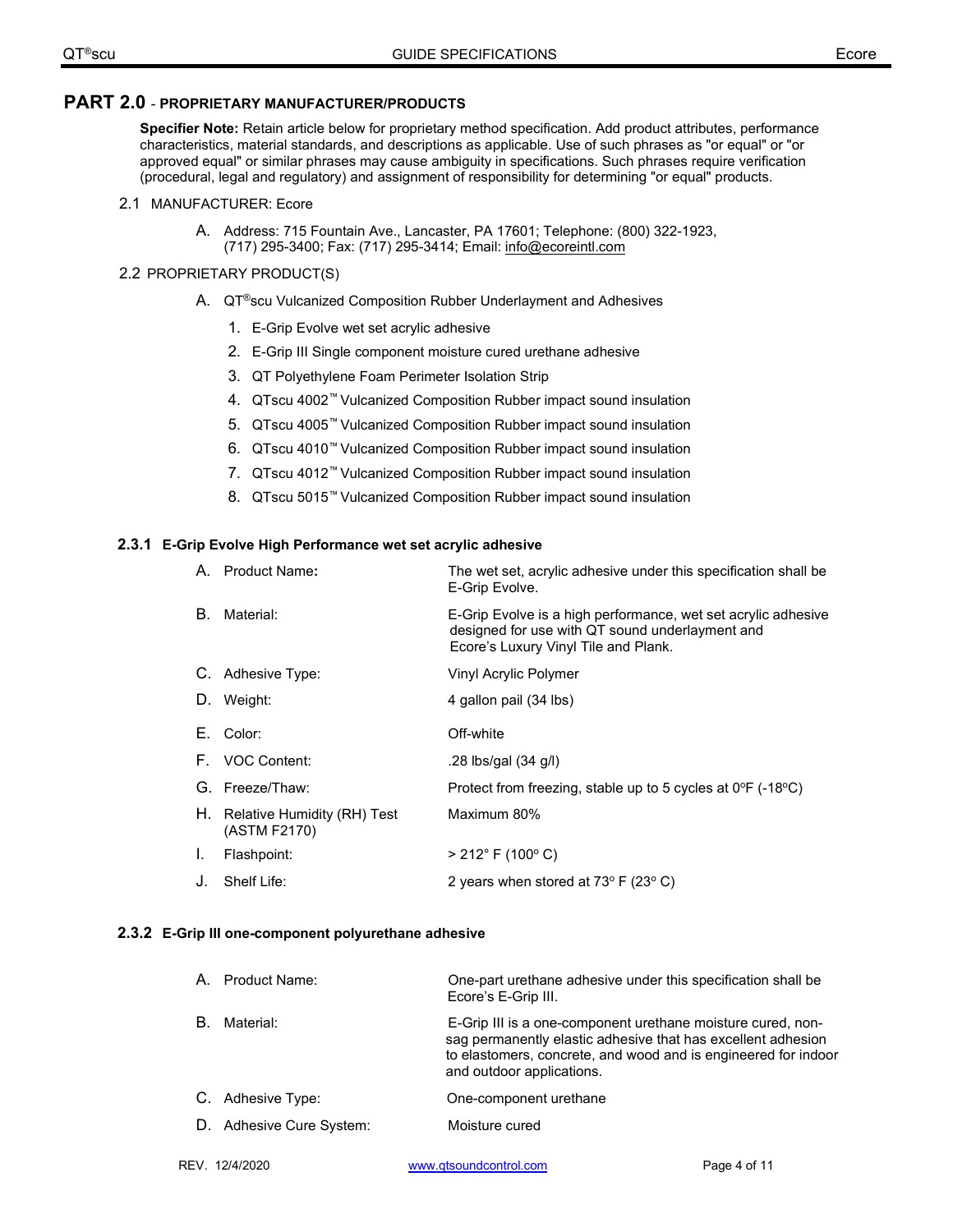## PART 2.0 - PROPRIETARY MANUFACTURER/PRODUCTS

**Specifier Note:** Retain article below for proprietary method specification. Add product attributes, performance characteristics, material standards, and descriptions as applicable. Use of such phrases as "or equal" or "or approved equal" or similar phrases may cause ambiguity in specifications. Such phrases require verification (procedural, legal and regulatory) and assignment of responsibility for determining "or equal" products.

2.1 MANUFACTURER: Ecore

A. Address: 715 Fountain Ave., Lancaster, PA 17601; Telephone: (800) 322-1923, (717) 295-3400; Fax: (717) 295-3414; Email: info@ecoreintl.com

2.2 PROPRIETARY PRODUCT(S)

A. QT®scu Vulcanized Composition Rubber Underlayment and Adhesives

1. E-Grip Evolve wet set acrylic adhesive
2. E-Grip III Single component moisture cured urethane adhesive
3. QT Polyethylene Foam Perimeter Isolation Strip
4. QTscu 4002™ Vulcanized Composition Rubber impact sound insulation
5. QTscu 4005™ Vulcanized Composition Rubber impact sound insulation
6. QTscu 4010™ Vulcanized Composition Rubber impact sound insulation
7. QTscu 4012™ Vulcanized Composition Rubber impact sound insulation
8. QTscu 5015™ Vulcanized Composition Rubber impact sound insulation

### 2.3.1 E-Grip Evolve High Performance wet set acrylic adhesive

| | |
|---|---|
| A. Product Name**:** | The wet set, acrylic adhesive under this specification shall be E-Grip Evolve. |
| B. Material: | E-Grip Evolve is a high performance, wet set acrylic adhesive designed for use with QT sound underlayment and Ecore's Luxury Vinyl Tile and Plank. |
| C. Adhesive Type: | Vinyl Acrylic Polymer |
| D. Weight: | 4 gallon pail (34 lbs) |
| E. Color: | Off-white |
| F. VOC Content: | .28 lbs/gal (34 g/l) |
| G. Freeze/Thaw: | Protect from freezing, stable up to 5 cycles at 0°F (-18°C) |
| H. Relative Humidity (RH) Test (ASTM F2170) | Maximum 80% |
| I. Flashpoint: | > 212° F (100° C) |
| J. Shelf Life: | 2 years when stored at 73° F (23° C) |

### 2.3.2 E-Grip III one-component polyurethane adhesive

| | |
|---|---|
| A. Product Name: | One-part urethane adhesive under this specification shall be Ecore's E-Grip III. |
| B. Material: | E-Grip III is a one-component urethane moisture cured, non-sag permanently elastic adhesive that has excellent adhesion to elastomers, concrete, and wood and is engineered for indoor and outdoor applications. |
| C. Adhesive Type: | One-component urethane |
| D. Adhesive Cure System: | Moisture cured |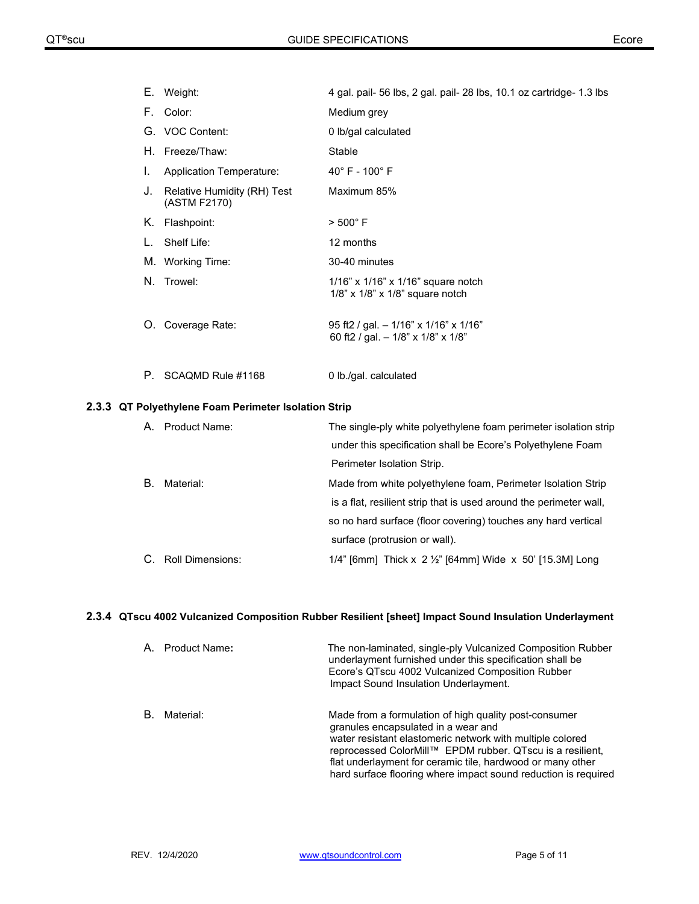E. Weight: 4 gal. pail- 56 lbs, 2 gal. pail- 28 lbs, 10.1 oz cartridge- 1.3 lbs

F. Color: Medium grey

G. VOC Content: 0 lb/gal calculated

H. Freeze/Thaw: Stable

I. Application Temperature: 40° F - 100° F

J. Relative Humidity (RH) Test (ASTM F2170): Maximum 85%

K. Flashpoint: > 500° F

L. Shelf Life: 12 months

M. Working Time: 30-40 minutes

N. Trowel: 1/16" x 1/16" x 1/16" square notch
1/8" x 1/8" x 1/8" square notch

O. Coverage Rate: 95 ft2 / gal. – 1/16" x 1/16" x 1/16"
60 ft2 / gal. – 1/8" x 1/8" x 1/8"

P. SCAQMD Rule #1168 0 lb./gal. calculated

### 2.3.3 QT Polyethylene Foam Perimeter Isolation Strip

A. Product Name: The single-ply white polyethylene foam perimeter isolation strip under this specification shall be Ecore's Polyethylene Foam Perimeter Isolation Strip.

B. Material: Made from white polyethylene foam, Perimeter Isolation Strip is a flat, resilient strip that is used around the perimeter wall, so no hard surface (floor covering) touches any hard vertical surface (protrusion or wall).

C. Roll Dimensions: 1/4" [6mm] Thick x 2 ½" [64mm] Wide x 50' [15.3M] Long

### 2.3.4 QTscu 4002 Vulcanized Composition Rubber Resilient [sheet] Impact Sound Insulation Underlayment

A. Product Name: The non-laminated, single-ply Vulcanized Composition Rubber underlayment furnished under this specification shall be Ecore's QTscu 4002 Vulcanized Composition Rubber Impact Sound Insulation Underlayment.

B. Material: Made from a formulation of high quality post-consumer granules encapsulated in a wear and water resistant elastomeric network with multiple colored reprocessed ColorMill™ EPDM rubber. QTscu is a resilient, flat underlayment for ceramic tile, hardwood or many other hard surface flooring where impact sound reduction is required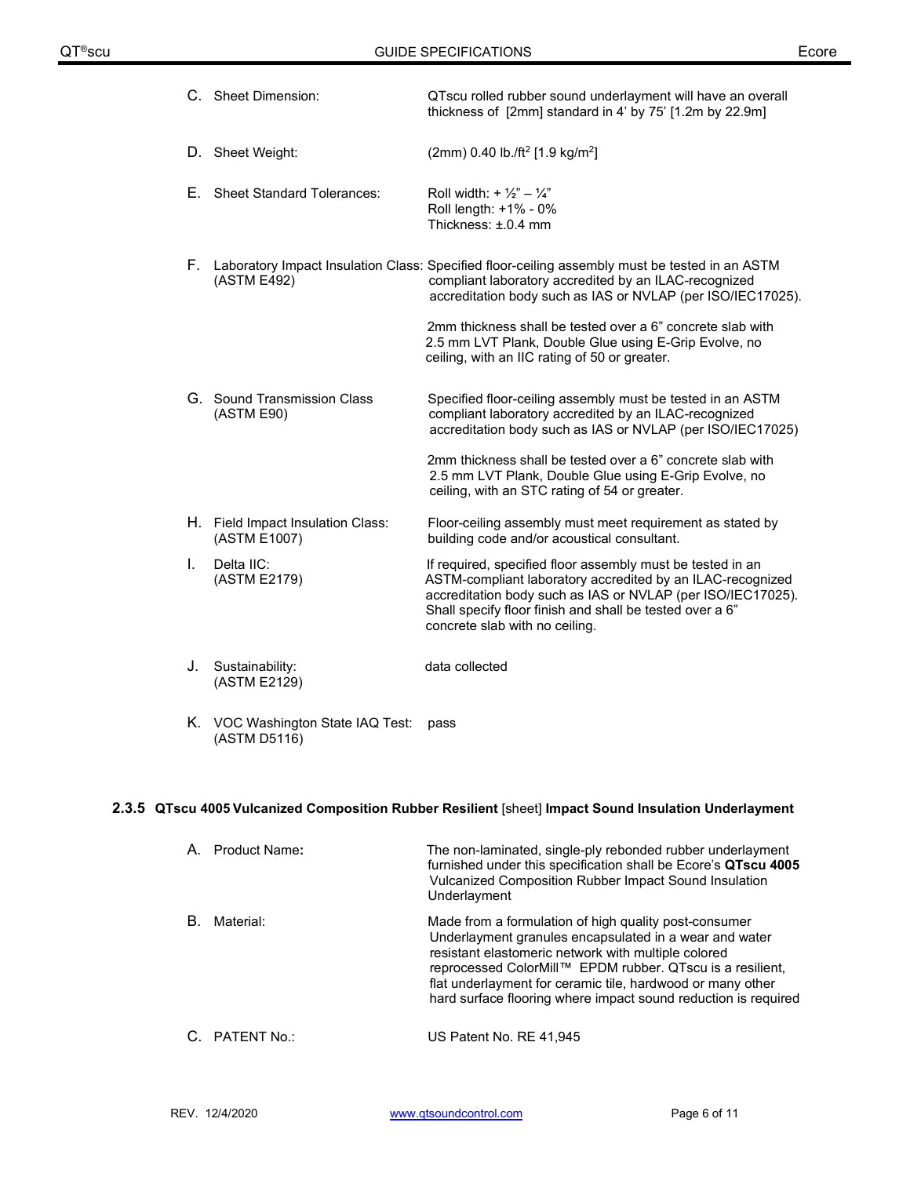C. Sheet Dimension: QTscu rolled rubber sound underlayment will have an overall thickness of [2mm] standard in 4' by 75' [1.2m by 22.9m]

D. Sheet Weight: (2mm) 0.40 lb./ft$^2$ [1.9 kg/m$^2$]

E. Sheet Standard Tolerances: Roll width: + ½" – ¼"
Roll length: +1% - 0%
Thickness: ±.0.4 mm

F. Laboratory Impact Insulation Class: (ASTM E492) Specified floor-ceiling assembly must be tested in an ASTM compliant laboratory accredited by an ILAC-recognized accreditation body such as IAS or NVLAP (per ISO/IEC17025).

2mm thickness shall be tested over a 6" concrete slab with 2.5 mm LVT Plank, Double Glue using E-Grip Evolve, no ceiling, with an IIC rating of 50 or greater.

G. Sound Transmission Class (ASTM E90) Specified floor-ceiling assembly must be tested in an ASTM compliant laboratory accredited by an ILAC-recognized accreditation body such as IAS or NVLAP (per ISO/IEC17025)

2mm thickness shall be tested over a 6" concrete slab with 2.5 mm LVT Plank, Double Glue using E-Grip Evolve, no ceiling, with an STC rating of 54 or greater.

H. Field Impact Insulation Class: (ASTM E1007) Floor-ceiling assembly must meet requirement as stated by building code and/or acoustical consultant.

I. Delta IIC: (ASTM E2179) If required, specified floor assembly must be tested in an ASTM-compliant laboratory accredited by an ILAC-recognized accreditation body such as IAS or NVLAP (per ISO/IEC17025). Shall specify floor finish and shall be tested over a 6" concrete slab with no ceiling.

J. Sustainability: (ASTM E2129) data collected

K. VOC Washington State IAQ Test: (ASTM D5116) pass

### 2.3.5 QTscu 4005 Vulcanized Composition Rubber Resilient [sheet] Impact Sound Insulation Underlayment

A. Product Name**:** The non-laminated, single-ply rebonded rubber underlayment furnished under this specification shall be Ecore's **QTscu 4005** Vulcanized Composition Rubber Impact Sound Insulation Underlayment

B. Material: Made from a formulation of high quality post-consumer Underlayment granules encapsulated in a wear and water resistant elastomeric network with multiple colored reprocessed ColorMill™ EPDM rubber. QTscu is a resilient, flat underlayment for ceramic tile, hardwood or many other hard surface flooring where impact sound reduction is required

C. PATENT No.: US Patent No. RE 41,945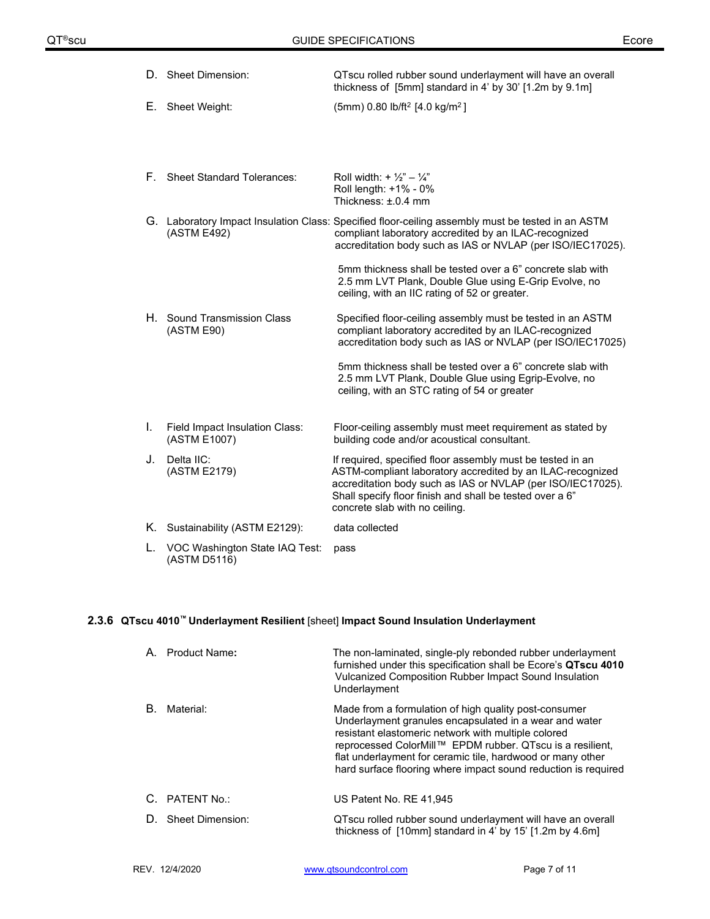D. Sheet Dimension: QTscu rolled rubber sound underlayment will have an overall thickness of [5mm] standard in 4' by 30' [1.2m by 9.1m]

E. Sheet Weight: (5mm) 0.80 lb/ft² [4.0 kg/m²]

F. Sheet Standard Tolerances: Roll width: + ½" – ¼"
Roll length: +1% - 0%
Thickness: ±.0.4 mm

G. Laboratory Impact Insulation Class: (ASTM E492) Specified floor-ceiling assembly must be tested in an ASTM compliant laboratory accredited by an ILAC-recognized accreditation body such as IAS or NVLAP (per ISO/IEC17025).

5mm thickness shall be tested over a 6" concrete slab with 2.5 mm LVT Plank, Double Glue using E-Grip Evolve, no ceiling, with an IIC rating of 52 or greater.

H. Sound Transmission Class (ASTM E90) Specified floor-ceiling assembly must be tested in an ASTM compliant laboratory accredited by an ILAC-recognized accreditation body such as IAS or NVLAP (per ISO/IEC17025)

5mm thickness shall be tested over a 6" concrete slab with 2.5 mm LVT Plank, Double Glue using Egrip-Evolve, no ceiling, with an STC rating of 54 or greater

I. Field Impact Insulation Class: (ASTM E1007) Floor-ceiling assembly must meet requirement as stated by building code and/or acoustical consultant.

J. Delta IIC: (ASTM E2179) If required, specified floor assembly must be tested in an ASTM-compliant laboratory accredited by an ILAC-recognized accreditation body such as IAS or NVLAP (per ISO/IEC17025). Shall specify floor finish and shall be tested over a 6" concrete slab with no ceiling.

K. Sustainability (ASTM E2129): data collected

L. VOC Washington State IAQ Test: (ASTM D5116) pass

### 2.3.6 QTscu 4010™ Underlayment Resilient [sheet] Impact Sound Insulation Underlayment

A. Product Name**:** The non-laminated, single-ply rebonded rubber underlayment furnished under this specification shall be Ecore's **QTscu 4010** Vulcanized Composition Rubber Impact Sound Insulation Underlayment

B. Material: Made from a formulation of high quality post-consumer Underlayment granules encapsulated in a wear and water resistant elastomeric network with multiple colored reprocessed ColorMill™ EPDM rubber. QTscu is a resilient, flat underlayment for ceramic tile, hardwood or many other hard surface flooring where impact sound reduction is required

C. PATENT No.: US Patent No. RE 41,945

D. Sheet Dimension: QTscu rolled rubber sound underlayment will have an overall thickness of [10mm] standard in 4' by 15' [1.2m by 4.6m]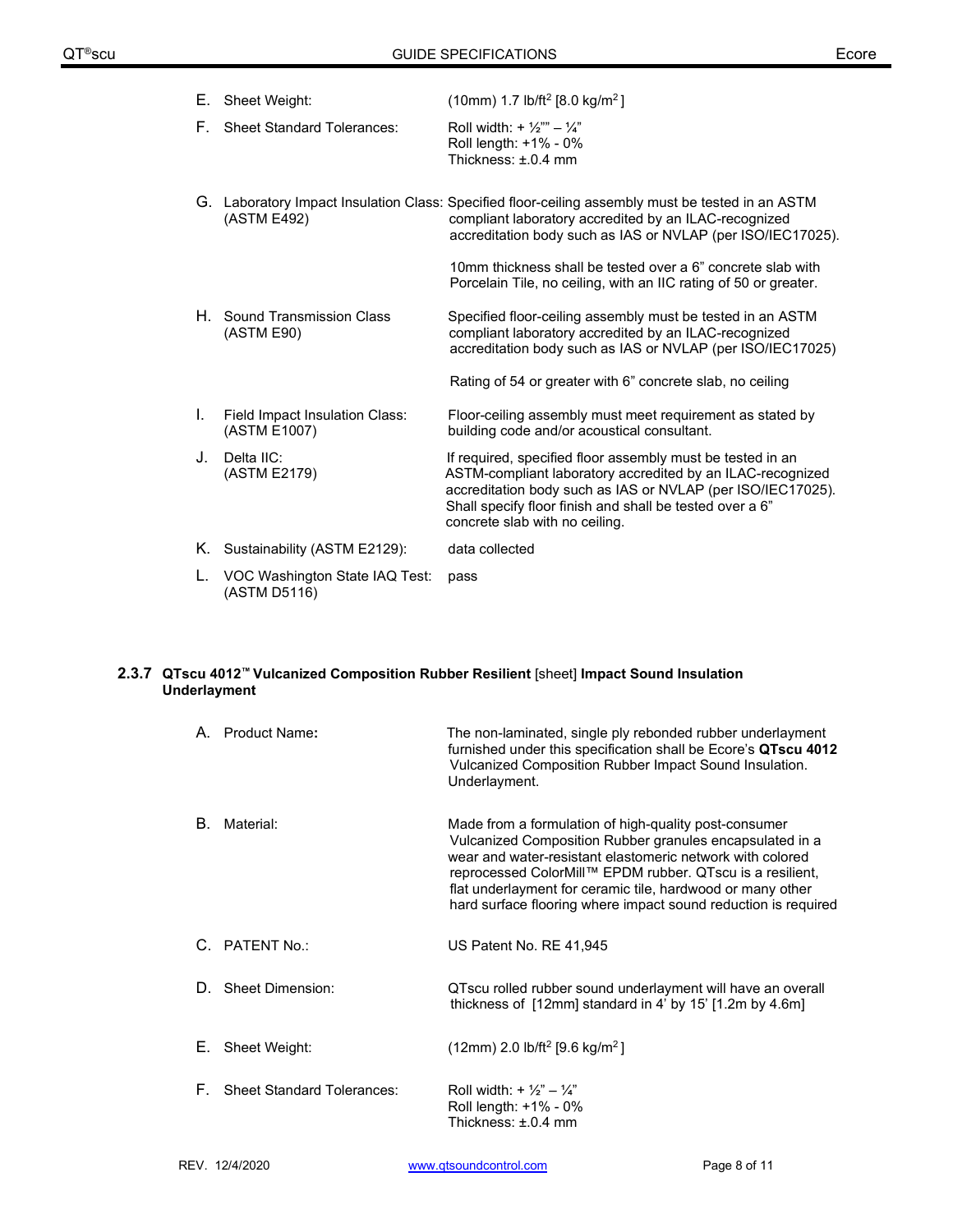E. Sheet Weight: (10mm) 1.7 lb/ft$^2$ [8.0 kg/m$^2$]

F. Sheet Standard Tolerances: Roll width: + ½"" – ¼"
Roll length: +1% - 0%
Thickness: ±.0.4 mm

G. Laboratory Impact Insulation Class: (ASTM E492) Specified floor-ceiling assembly must be tested in an ASTM compliant laboratory accredited by an ILAC-recognized accreditation body such as IAS or NVLAP (per ISO/IEC17025).

10mm thickness shall be tested over a 6" concrete slab with Porcelain Tile, no ceiling, with an IIC rating of 50 or greater.

H. Sound Transmission Class (ASTM E90) Specified floor-ceiling assembly must be tested in an ASTM compliant laboratory accredited by an ILAC-recognized accreditation body such as IAS or NVLAP (per ISO/IEC17025)

Rating of 54 or greater with 6" concrete slab, no ceiling

I. Field Impact Insulation Class: (ASTM E1007) Floor-ceiling assembly must meet requirement as stated by building code and/or acoustical consultant.

J. Delta IIC: (ASTM E2179) If required, specified floor assembly must be tested in an ASTM-compliant laboratory accredited by an ILAC-recognized accreditation body such as IAS or NVLAP (per ISO/IEC17025). Shall specify floor finish and shall be tested over a 6" concrete slab with no ceiling.

K. Sustainability (ASTM E2129): data collected

L. VOC Washington State IAQ Test: (ASTM D5116) pass

### 2.3.7 QTscu 4012™ Vulcanized Composition Rubber Resilient [sheet] Impact Sound Insulation Underlayment

A. Product Name: The non-laminated, single ply rebonded rubber underlayment furnished under this specification shall be Ecore's **QTscu 4012** Vulcanized Composition Rubber Impact Sound Insulation. Underlayment.

B. Material: Made from a formulation of high-quality post-consumer Vulcanized Composition Rubber granules encapsulated in a wear and water-resistant elastomeric network with colored reprocessed ColorMill™ EPDM rubber. QTscu is a resilient, flat underlayment for ceramic tile, hardwood or many other hard surface flooring where impact sound reduction is required

C. PATENT No.: US Patent No. RE 41,945

D. Sheet Dimension: QTscu rolled rubber sound underlayment will have an overall thickness of [12mm] standard in 4' by 15' [1.2m by 4.6m]

E. Sheet Weight: (12mm) 2.0 lb/ft$^2$ [9.6 kg/m$^2$]

F. Sheet Standard Tolerances: Roll width: + ½" – ¼"
Roll length: +1% - 0%
Thickness: ±.0.4 mm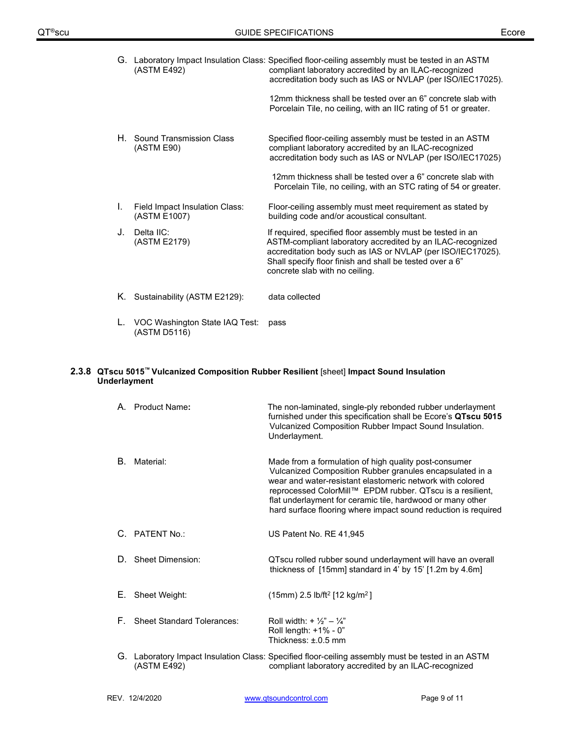G. Laboratory Impact Insulation Class: (ASTM E492) — Specified floor-ceiling assembly must be tested in an ASTM compliant laboratory accredited by an ILAC-recognized accreditation body such as IAS or NVLAP (per ISO/IEC17025).

12mm thickness shall be tested over an 6" concrete slab with Porcelain Tile, no ceiling, with an IIC rating of 51 or greater.

H. Sound Transmission Class (ASTM E90) — Specified floor-ceiling assembly must be tested in an ASTM compliant laboratory accredited by an ILAC-recognized accreditation body such as IAS or NVLAP (per ISO/IEC17025)

12mm thickness shall be tested over a 6" concrete slab with Porcelain Tile, no ceiling, with an STC rating of 54 or greater.

I. Field Impact Insulation Class: (ASTM E1007) — Floor-ceiling assembly must meet requirement as stated by building code and/or acoustical consultant.

J. Delta IIC: (ASTM E2179) — If required, specified floor assembly must be tested in an ASTM-compliant laboratory accredited by an ILAC-recognized accreditation body such as IAS or NVLAP (per ISO/IEC17025). Shall specify floor finish and shall be tested over a 6" concrete slab with no ceiling.

K. Sustainability (ASTM E2129): data collected

L. VOC Washington State IAQ Test: (ASTM D5116) — pass

### 2.3.8 **QTscu 5015™ Vulcanized Composition Rubber Resilient** [sheet] **Impact Sound Insulation Underlayment**

A. Product Name**:** — The non-laminated, single-ply rebonded rubber underlayment furnished under this specification shall be Ecore's **QTscu 5015** Vulcanized Composition Rubber Impact Sound Insulation. Underlayment.

B. Material: — Made from a formulation of high quality post-consumer Vulcanized Composition Rubber granules encapsulated in a wear and water-resistant elastomeric network with colored reprocessed ColorMill™ EPDM rubber. QTscu is a resilient, flat underlayment for ceramic tile, hardwood or many other hard surface flooring where impact sound reduction is required

C. PATENT No.: — US Patent No. RE 41,945

D. Sheet Dimension: — QTscu rolled rubber sound underlayment will have an overall thickness of [15mm] standard in 4' by 15' [1.2m by 4.6m]

E. Sheet Weight: — (15mm) 2.5 lb/ft$^2$ [12 kg/m$^2$]

F. Sheet Standard Tolerances: — Roll width: + ½" – ¼"; Roll length: +1% - 0"; Thickness: ±.0.5 mm

G. Laboratory Impact Insulation Class: (ASTM E492) — Specified floor-ceiling assembly must be tested in an ASTM compliant laboratory accredited by an ILAC-recognized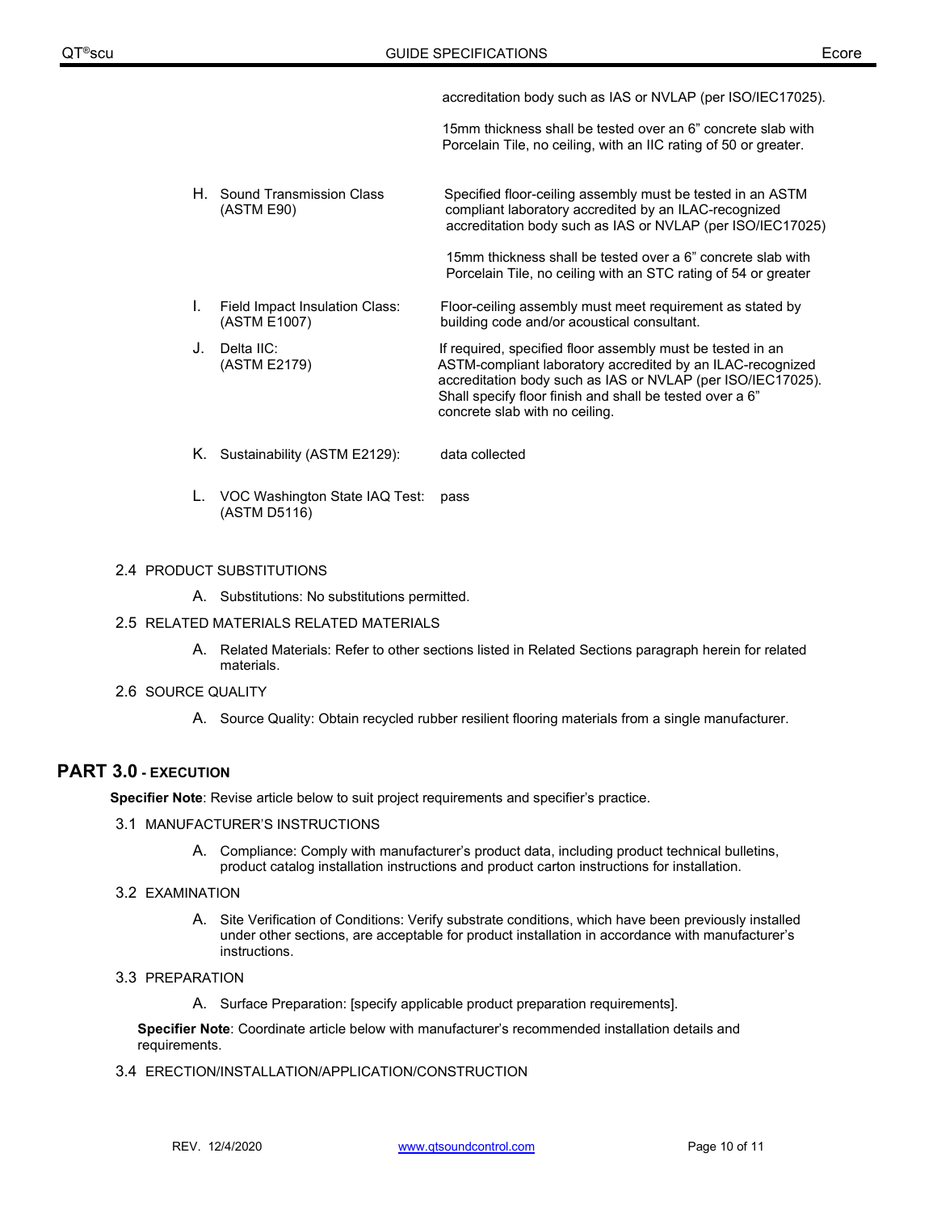| | |
|---|---|
| | accreditation body such as IAS or NVLAP (per ISO/IEC17025).<br><br>15mm thickness shall be tested over an 6" concrete slab with Porcelain Tile, no ceiling, with an IIC rating of 50 or greater. |
| H. Sound Transmission Class (ASTM E90) | Specified floor-ceiling assembly must be tested in an ASTM compliant laboratory accredited by an ILAC-recognized accreditation body such as IAS or NVLAP (per ISO/IEC17025)<br><br>15mm thickness shall be tested over a 6" concrete slab with Porcelain Tile, no ceiling with an STC rating of 54 or greater |
| I. Field Impact Insulation Class: (ASTM E1007) | Floor-ceiling assembly must meet requirement as stated by building code and/or acoustical consultant. |
| J. Delta IIC: (ASTM E2179) | If required, specified floor assembly must be tested in an ASTM-compliant laboratory accredited by an ILAC-recognized accreditation body such as IAS or NVLAP (per ISO/IEC17025). Shall specify floor finish and shall be tested over a 6" concrete slab with no ceiling. |
| K. Sustainability (ASTM E2129): | data collected |
| L. VOC Washington State IAQ Test: (ASTM D5116) | pass |

2.4 PRODUCT SUBSTITUTIONS

A. Substitutions: No substitutions permitted.

2.5 RELATED MATERIALS RELATED MATERIALS

A. Related Materials: Refer to other sections listed in Related Sections paragraph herein for related materials.

2.6 SOURCE QUALITY

A. Source Quality: Obtain recycled rubber resilient flooring materials from a single manufacturer.

## PART 3.0 - EXECUTION

**Specifier Note**: Revise article below to suit project requirements and specifier's practice.

3.1 MANUFACTURER'S INSTRUCTIONS

A. Compliance: Comply with manufacturer's product data, including product technical bulletins, product catalog installation instructions and product carton instructions for installation.

3.2 EXAMINATION

A. Site Verification of Conditions: Verify substrate conditions, which have been previously installed under other sections, are acceptable for product installation in accordance with manufacturer's instructions.

3.3 PREPARATION

A. Surface Preparation: [specify applicable product preparation requirements].

**Specifier Note**: Coordinate article below with manufacturer's recommended installation details and requirements.

3.4 ERECTION/INSTALLATION/APPLICATION/CONSTRUCTION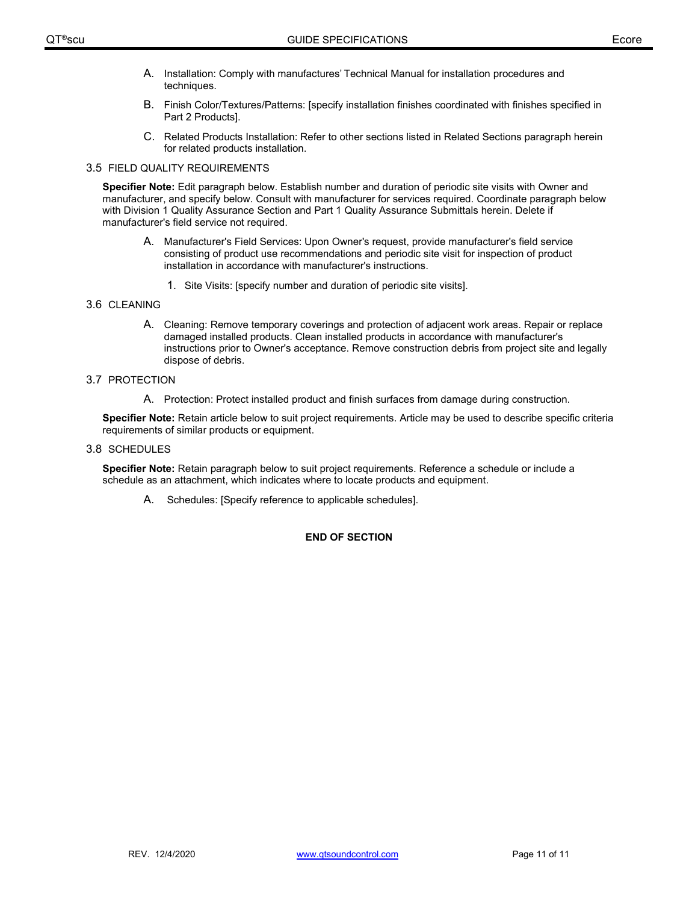A. Installation: Comply with manufactures' Technical Manual for installation procedures and techniques.

B. Finish Color/Textures/Patterns: [specify installation finishes coordinated with finishes specified in Part 2 Products].

C. Related Products Installation: Refer to other sections listed in Related Sections paragraph herein for related products installation.

### 3.5 FIELD QUALITY REQUIREMENTS

**Specifier Note:** Edit paragraph below. Establish number and duration of periodic site visits with Owner and manufacturer, and specify below. Consult with manufacturer for services required. Coordinate paragraph below with Division 1 Quality Assurance Section and Part 1 Quality Assurance Submittals herein. Delete if manufacturer's field service not required.

A. Manufacturer's Field Services: Upon Owner's request, provide manufacturer's field service consisting of product use recommendations and periodic site visit for inspection of product installation in accordance with manufacturer's instructions.

1. Site Visits: [specify number and duration of periodic site visits].

### 3.6 CLEANING

A. Cleaning: Remove temporary coverings and protection of adjacent work areas. Repair or replace damaged installed products. Clean installed products in accordance with manufacturer's instructions prior to Owner's acceptance. Remove construction debris from project site and legally dispose of debris.

### 3.7 PROTECTION

A. Protection: Protect installed product and finish surfaces from damage during construction.

**Specifier Note:** Retain article below to suit project requirements. Article may be used to describe specific criteria requirements of similar products or equipment.

### 3.8 SCHEDULES

**Specifier Note:** Retain paragraph below to suit project requirements. Reference a schedule or include a schedule as an attachment, which indicates where to locate products and equipment.

A. Schedules: [Specify reference to applicable schedules].

**END OF SECTION**